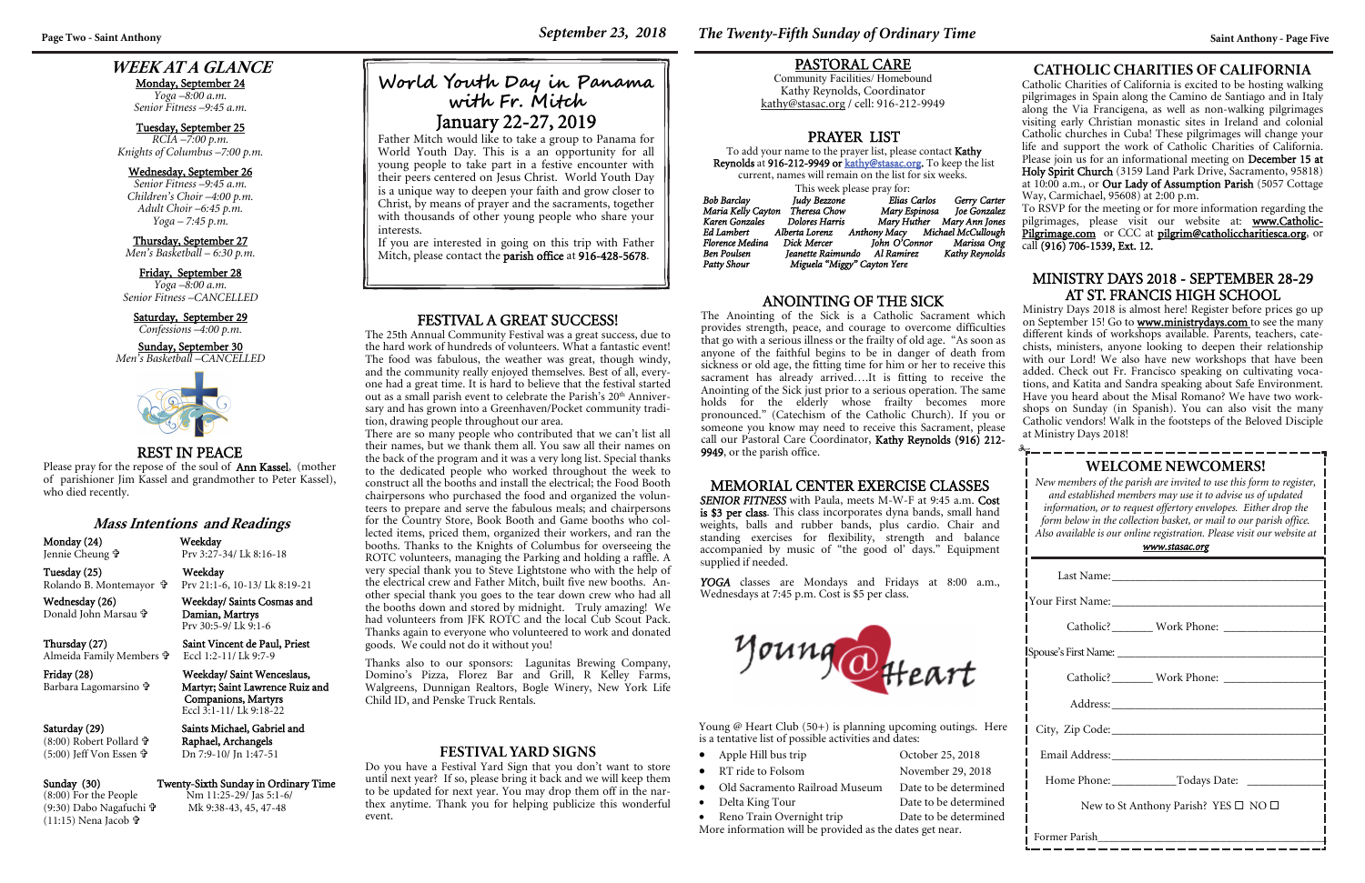## WEEK AT A GLANCE

**Monday, September 24**
*Yoga –8:00 a.m.*
*Senior Fitness –9:45 a.m.*

**Tuesday, September 25**
*RCIA –7:00 p.m.*
*Knights of Columbus –7:00 p.m.*

**Wednesday, September 26**
*Senior Fitness –9:45 a.m.*
*Children's Choir –4:00 p.m.*
*Adult Choir –6:45 p.m.*
*Yoga – 7:45 p.m.*

**Thursday, September 27**
*Men's Basketball – 6:30 p.m.*

**Friday, September 28**
*Yoga –8:00 a.m.*
*Senior Fitness –CANCELLED*

**Saturday, September 29**
*Confessions –4:00 p.m.*

**Sunday, September 30**
*Men's Basketball –CANCELLED*

## REST IN PEACE

Please pray for the repose of the soul of **Ann Kassel**, (mother of parishioner Jim Kassel and grandmother to Peter Kassel), who died recently.

## Mass Intentions and Readings

| | |
|---|---|
| **Monday (24)** Jennie Cheung ✟ | **Weekday** Prv 3:27-34/ Lk 8:16-18 |
| **Tuesday (25)** Rolando B. Montemayor ✟ | **Weekday** Prv 21:1-6, 10-13/ Lk 8:19-21 |
| **Wednesday (26)** Donald John Marsau ✟ | **Weekday/ Saints Cosmas and Damian, Martyrs** Prv 30:5-9/ Lk 9:1-6 |
| **Thursday (27)** Almeida Family Members ✟ | **Saint Vincent de Paul, Priest** Eccl 1:2-11/ Lk 9:7-9 |
| **Friday (28)** Barbara Lagomarsino ✟ | **Weekday/ Saint Wenceslaus, Martyr; Saint Lawrence Ruiz and Companions, Martyrs** Eccl 3:1-11/ Lk 9:18-22 |
| **Saturday (29)** (8:00) Robert Pollard ✟ (5:00) Jeff Von Essen ✟ | **Saints Michael, Gabriel and Raphael, Archangels** Dn 7:9-10/ Jn 1:47-51 |
| **Sunday (30)** (8:00) For the People (9:30) Dabo Nagafuchi ✟ (11:15) Nena Jacob ✟ | **Twenty-Sixth Sunday in Ordinary Time** Nm 11:25-29/ Jas 5:1-6/ Mk 9:38-43, 45, 47-48 |

## World Youth Day in Panama with Fr. Mitch
## January 22-27, 2019

Father Mitch would like to take a group to Panama for World Youth Day. This is a an opportunity for all young people to take part in a festive encounter with their peers centered on Jesus Christ. World Youth Day is a unique way to deepen your faith and grow closer to Christ, by means of prayer and the sacraments, together with thousands of other young people who share your interests.

If you are interested in going on this trip with Father Mitch, please contact the **parish office** at **916-428-5678**.

## FESTIVAL A GREAT SUCCESS!

The 25th Annual Community Festival was a great success, due to the hard work of hundreds of volunteers. What a fantastic event! The food was fabulous, the weather was great, though windy, and the community really enjoyed themselves. Best of all, everyone had a great time. It is hard to believe that the festival started out as a small parish event to celebrate the Parish's 20th Anniversary and has grown into a Greenhaven/Pocket community tradition, drawing people throughout our area.

There are so many people who contributed that we can't list all their names, but we thank them all. You saw all their names on the back of the program and it was a very long list. Special thanks to the dedicated people who worked throughout the week to construct all the booths and install the electrical; the Food Booth chairpersons who purchased the food and organized the volunteers to prepare and serve the fabulous meals; and chairpersons for the Country Store, Book Booth and Game booths who collected items, priced them, organized their workers, and ran the booths. Thanks to the Knights of Columbus for overseeing the ROTC volunteers, managing the Parking and holding a raffle. A very special thank you to Steve Lightstone who with the help of the electrical crew and Father Mitch, built five new booths. Another special thank you goes to the tear down crew who had all the booths down and stored by midnight. Truly amazing! We had volunteers from JFK ROTC and the local Cub Scout Pack. Thanks again to everyone who volunteered to work and donated goods. We could not do it without you!

Thanks also to our sponsors: Lagunitas Brewing Company, Domino's Pizza, Florez Bar and Grill, R Kelley Farms, Walgreens, Dunnigan Realtors, Bogle Winery, New York Life Child ID, and Penske Truck Rentals.

## FESTIVAL YARD SIGNS

Do you have a Festival Yard Sign that you don't want to store until next year? If so, please bring it back and we will keep them to be updated for next year. You may drop them off in the narthex anytime. Thank you for helping publicize this wonderful event.

## PASTORAL CARE

Community Facilities/ Homebound
Kathy Reynolds, Coordinator
kathy@stasac.org / cell: 916-212-9949

## PRAYER LIST

To add your name to the prayer list, please contact **Kathy Reynolds** at **916-212-9949 or kathy@stasac.org**. To keep the list current, names will remain on the list for six weeks.

This week please pray for:

| | | | |
|---|---|---|---|
| *Bob Barclay* | *Judy Bezzone* | *Elias Carlos* | *Gerry Carter* |
| *Maria Kelly Cayton* | *Theresa Chow* | *Mary Espinosa* | *Joe Gonzalez* |
| *Karen Gonzales* | *Dolores Harris* | *Mary Huther* | *Mary Ann Jones* |
| *Ed Lambert* | *Alberta Lorenz* | *Anthony Macy* | *Michael McCullough* |
| *Florence Medina* | *Dick Mercer* | *John O'Connor* | *Marissa Ong* |
| *Ben Poulsen* | *Jeanette Raimundo* | *Al Ramirez* | *Kathy Reynolds* |
| *Patty Shour* | *Miguela "Miggy" Cayton Yere* | | |

## ANOINTING OF THE SICK

The Anointing of the Sick is a Catholic Sacrament which provides strength, peace, and courage to overcome difficulties that go with a serious illness or the frailty of old age. "As soon as anyone of the faithful begins to be in danger of death from sickness or old age, the fitting time for him or her to receive this sacrament has already arrived….It is fitting to receive the Anointing of the Sick just prior to a serious operation. The same holds for the elderly whose frailty becomes more pronounced." (Catechism of the Catholic Church). If you or someone you know may need to receive this Sacrament, please call our Pastoral Care Coordinator, **Kathy Reynolds (916) 212-9949**, or the parish office.

## MEMORIAL CENTER EXERCISE CLASSES

***SENIOR FITNESS*** with Paula, meets M-W-F at 9:45 a.m. **Cost is $3 per class**. This class incorporates dyna bands, small hand weights, balls and rubber bands, plus cardio. Chair and standing exercises for flexibility, strength and balance accompanied by music of "the good ol' days." Equipment supplied if needed.

***YOGA*** classes are Mondays and Fridays at 8:00 a.m., Wednesdays at 7:45 p.m. Cost is $5 per class.

Young @ Heart

Young @ Heart Club (50+) is planning upcoming outings. Here is a tentative list of possible activities and dates:

- Apple Hill bus trip — October 25, 2018
- RT ride to Folsom — November 29, 2018
- Old Sacramento Railroad Museum — Date to be determined
- Delta King Tour — Date to be determined
- Reno Train Overnight trip — Date to be determined

More information will be provided as the dates get near.

## CATHOLIC CHARITIES OF CALIFORNIA

Catholic Charities of California is excited to be hosting walking pilgrimages in Spain along the Camino de Santiago and in Italy along the Via Francigena, as well as non-walking pilgrimages visiting early Christian monastic sites in Ireland and colonial Catholic churches in Cuba! These pilgrimages will change your life and support the work of Catholic Charities of California. Please join us for an informational meeting on **December 15 at Holy Spirit Church** (3159 Land Park Drive, Sacramento, 95818) at 10:00 a.m., or **Our Lady of Assumption Parish** (5057 Cottage Way, Carmichael, 95608) at 2:00 p.m.

To RSVP for the meeting or for more information regarding the pilgrimages, please visit our website at: **www.Catholic-Pilgrimage.com** or CCC at **pilgrim@catholiccharitiesca.org**, or call **(916) 706-1539, Ext. 12.**

## MINISTRY DAYS 2018 - SEPTEMBER 28-29 AT ST. FRANCIS HIGH SCHOOL

Ministry Days 2018 is almost here! Register before prices go up on September 15! Go to **www.ministrydays.com** to see the many different kinds of workshops available. Parents, teachers, catechists, ministers, anyone looking to deepen their relationship with our Lord! We also have new workshops that have been added. Check out Fr. Francisco speaking on cultivating vocations, and Katita and Sandra speaking about Safe Environment. Have you heard about the Misal Romano? We have two workshops on Sunday (in Spanish). You can also visit the many Catholic vendors! Walk in the footsteps of the Beloved Disciple at Ministry Days 2018!

## WELCOME NEWCOMERS!

*New members of the parish are invited to use this form to register, and established members may use it to advise us of updated information, or to request offertory envelopes. Either drop the form below in the collection basket, or mail to our parish office. Also available is our online registration. Please visit our website at* ***www.stasac.org***

Last Name:\_\_\_\_\_\_\_\_\_\_\_\_\_\_\_\_\_\_\_\_\_\_\_\_\_\_\_\_

Your First Name:\_\_\_\_\_\_\_\_\_\_\_\_\_\_\_\_\_\_\_\_\_\_\_\_\_\_\_\_

Catholic?\_\_\_\_\_\_\_ Work Phone: \_\_\_\_\_\_\_\_\_\_\_\_\_\_\_\_

Spouse's First Name: \_\_\_\_\_\_\_\_\_\_\_\_\_\_\_\_\_\_\_\_\_\_\_\_\_\_\_\_

Catholic?\_\_\_\_\_\_\_ Work Phone: \_\_\_\_\_\_\_\_\_\_\_\_\_\_\_\_

Address:\_\_\_\_\_\_\_\_\_\_\_\_\_\_\_\_\_\_\_\_\_\_\_\_\_\_\_\_

City, Zip Code:\_\_\_\_\_\_\_\_\_\_\_\_\_\_\_\_\_\_\_\_\_\_\_\_\_\_\_\_

Email Address:\_\_\_\_\_\_\_\_\_\_\_\_\_\_\_\_\_\_\_\_\_\_\_\_\_\_\_\_

Home Phone:\_\_\_\_\_\_\_\_\_\_\_Todays Date: \_\_\_\_\_\_\_\_\_\_\_\_

New to St Anthony Parish? YES ☐ NO ☐

Former Parish\_\_\_\_\_\_\_\_\_\_\_\_\_\_\_\_\_\_\_\_\_\_\_\_\_\_\_\_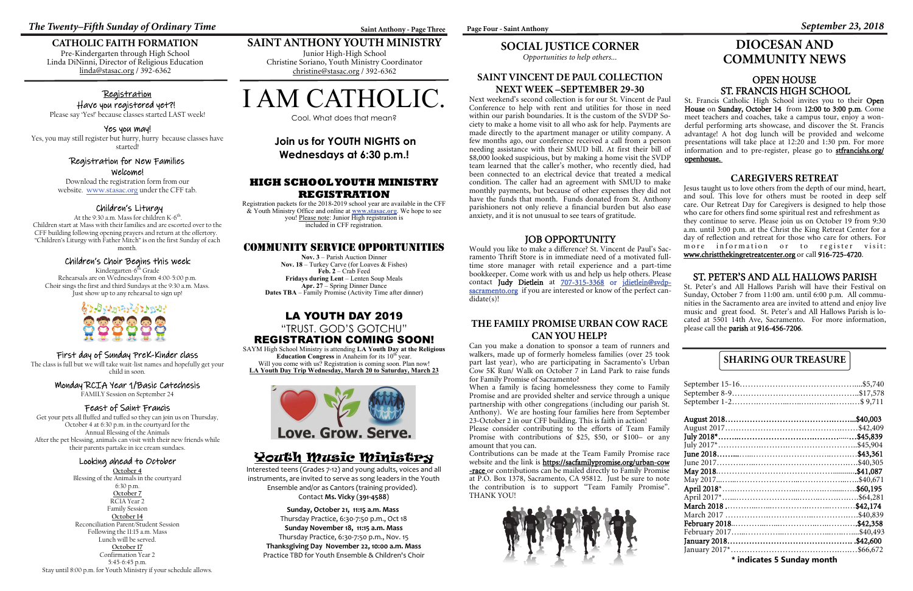# CATHOLIC FAITH FORMATION

Pre-Kindergarten through High School
Linda DiNinni, Director of Religious Education
linda@stasac.org / 392-6362

## Registration

### Have you registered yet?!

Please say 'Yes!' because classes started LAST week!

### Yes you may!

Yes, you may still register but hurry, hurry because classes have started!

### Registration for New Families Welcome!

Download the registration form from our website. www.stasac.org under the CFF tab.

### Children's Liturgy

At the 9:30 a.m. Mass for children K-6th. Children start at Mass with their families and are escorted over to the CFF building following opening prayers and return at the offertory. "Children's Liturgy with Father Mitch" is on the first Sunday of each month.

### Children's Choir Begins this week

Kindergarten-6th Grade
Rehearsals are on Wednesdays from 4:00-5:00 p.m. Choir sings the first and third Sundays at the 9:30 a.m. Mass. Just show up to any rehearsal to sign up!

### First day of Sunday PreK-Kinder class

The class is full but we will take wait-list names and hopefully get your child in soon.

### Monday RCIA Year 1/Basic Catechesis

FAMILY Session on September 24

### Feast of Saint Francis

Get your pets all fluffed and tuffed so they can join us on Thursday, October 4 at 6:30 p.m. in the courtyard for the Annual Blessing of the Animals
After the pet blessing, animals can visit with their new friends while their parents partake in ice cream sundaes.

### Looking ahead to October

October 4
Blessing of the Animals in the courtyard
6:30 p.m.
October 7
RCIA Year 2
Family Session
October 14
Reconciliation Parent/Student Session
Following the 11:15 a.m. Mass
Lunch will be served.
October 17
Confirmation Year 2
5:45-6:45 p.m.
Stay until 8:00 p.m. for Youth Ministry if your schedule allows.

# SAINT ANTHONY YOUTH MINISTRY

Junior High-High School
Christine Soriano, Youth Ministry Coordinator
christine@stasac.org / 392-6362

# I AM CATHOLIC.

Cool. What does that mean?

**Join us for YOUTH NIGHTS on Wednesdays at 6:30 p.m.!**

## HIGH SCHOOL YOUTH MINISTRY REGISTRATION

Registration packets for the 2018-2019 school year are available in the CFF & Youth Ministry Office and online at www.stasac.org. We hope to see you! Please note: Junior High registration is included in CFF registration.

## COMMUNITY SERVICE OPPORTUNITIES

**Nov. 3** – Parish Auction Dinner
**Nov. 18** – Turkey Carve (for Loaves & Fishes)
**Feb. 2** – Crab Feed
**Fridays during Lent** – Lenten Soup Meals
**Apr. 27** – Spring Dinner Dance
**Dates TBA** – Family Promise (Activity Time after dinner)

## LA YOUTH DAY 2019
### "TRUST. GOD'S GOTCHU"
### REGISTRATION COMING SOON!

SAYM High School Ministry is attending **LA Youth Day at the Religious Education Congress** in Anaheim for its 10th year.
Will you come with us? Registration is coming soon. Plan now!
**LA Youth Day Trip Wednesday, March 20 to Saturday, March 23**

Love. Grow. Serve.

## Youth Music Ministry

Interested teens (Grades 7-12) and young adults, voices and all instruments, are invited to serve as song leaders in the Youth Ensemble and/or as Cantors (training provided).
Contact **Ms. Vicky** (**391-4588**)

**Sunday, October 21, 11:15 a.m. Mass**
Thursday Practice, 6:30-7:50 p.m., Oct 18
**Sunday November 18, 11:15 a.m. Mass**
Thursday Practice, 6:30-7:50 p.m., Nov. 15
**Thanksgiving Day November 22, 10:00 a.m. Mass**
Practice TBD for Youth Ensemble & Children's Choir

# SOCIAL JUSTICE CORNER

*Opportunities to help others...*

## SAINT VINCENT DE PAUL COLLECTION NEXT WEEK –SEPTEMBER 29-30

Next weekend's second collection is for our St. Vincent de Paul Conference to help with rent and utilities for those in need within our parish boundaries. It is the custom of the SVDP Society to make a home visit to all who ask for help. Payments are made directly to the apartment manager or utility company. A few months ago, our conference received a call from a person needing assistance with their SMUD bill. At first their bill of $8,000 looked suspicious, but by making a home visit the SVDP team learned that the caller's mother, who recently died, had been connected to an electrical device that treated a medical condition. The caller had an agreement with SMUD to make monthly payments, but because of other expenses they did not have the funds that month. Funds donated from St. Anthony parishioners not only relieve a financial burden but also ease anxiety, and it is not unusual to see tears of gratitude.

## JOB OPPORTUNITY

Would you like to make a difference? St. Vincent de Paul's Sacramento Thrift Store is in immediate need of a motivated full-time store manager with retail experience and a part-time bookkeeper. Come work with us and help us help others. Please contact **Judy Dietlein** at 707-315-3368 or jdietlein@svdp-sacramento.org if you are interested or know of the perfect candidate(s)!

## THE FAMILY PROMISE URBAN COW RACE CAN YOU HELP?

Can you make a donation to sponsor a team of runners and walkers, made up of formerly homeless families (over 25 took part last year), who are participating in Sacramento's Urban Cow 5K Run/ Walk on October 7 in Land Park to raise funds for Family Promise of Sacramento?

When a family is facing homelessness they come to Family Promise and are provided shelter and service through a unique partnership with other congregations (including our parish St. Anthony). We are hosting four families here from September 23-October 2 in our CFF building. This is faith in action!

Please consider contributing to the efforts of Team Family Promise with contributions of $25, $50, or $100– or any amount that you can.

Contributions can be made at the Team Family Promise race website and the link is **https://sacfamilypromise.org/urban-cow-race** or contributions can be mailed directly to Family Promise at P.O. Box 1378, Sacramento, CA 95812. Just be sure to note the contribution is to support "Team Family Promise". THANK YOU!

# DIOCESAN AND COMMUNITY NEWS

## OPEN HOUSE ST. FRANCIS HIGH SCHOOL

St. Francis Catholic High School invites you to their **Open House** on **Sunday, October 14** from **12:00 to 3:00 p.m.** Come meet teachers and coaches, take a campus tour, enjoy a wonderful performing arts showcase, and discover the St. Francis advantage! A hot dog lunch will be provided and welcome presentations will take place at 12:20 and 1:30 pm. For more information and to pre-register, please go to **stfrancishs.org/openhouse.**

## CAREGIVERS RETREAT

Jesus taught us to love others from the depth of our mind, heart, and soul. This love for others must be rooted in deep self care. Our Retreat Day for Caregivers is designed to help those who care for others find some spiritual rest and refreshment as they continue to serve. Please join us on October 19 from 9:30 a.m. until 3:00 p.m. at the Christ the King Retreat Center for a day of reflection and retreat for those who care for others. For more information or to register visit: **www.christthekingretreatcenter.org** or call **916-725-4720**.

## ST. PETER'S AND ALL HALLOWS PARISH

St. Peter's and All Hallows Parish will have their Festival on Sunday, October 7 from 11:00 am. until 6:00 p.m. All communities in the Sacramento area are invited to attend and enjoy live music and great food. St. Peter's and All Hallows Parish is located at 5501 14th Ave, Sacramento. For more information, please call the **parish** at **916-456-7206**.

## SHARING OUR TREASURE

| | |
|---|---|
| September 15-16 | $5,740 |
| September 8-9 | $17,578 |
| September 1-2 | $ 9,711 |

| | |
|---|---|
| **August 2018** | **$40,003** |
| August 2017 | $42,409 |
| **July 2018*** | **$45,839** |
| July 2017* | $45,904 |
| **June 2018** | **$43,361** |
| June 2017 | $40,305 |
| **May 2018** | **$41,087** |
| May 2017 | $40,671 |
| **April 2018*** | **$60,195** |
| April 2017* | $64,281 |
| **March 2018** | **$42,174** |
| March 2017 | $40,839 |
| **February 2018** | **$42,358** |
| February 2017 | $40,493 |
| **January 2018** | **$42,600** |
| January 2017* | $66,672 |

**\* indicates 5 Sunday month**